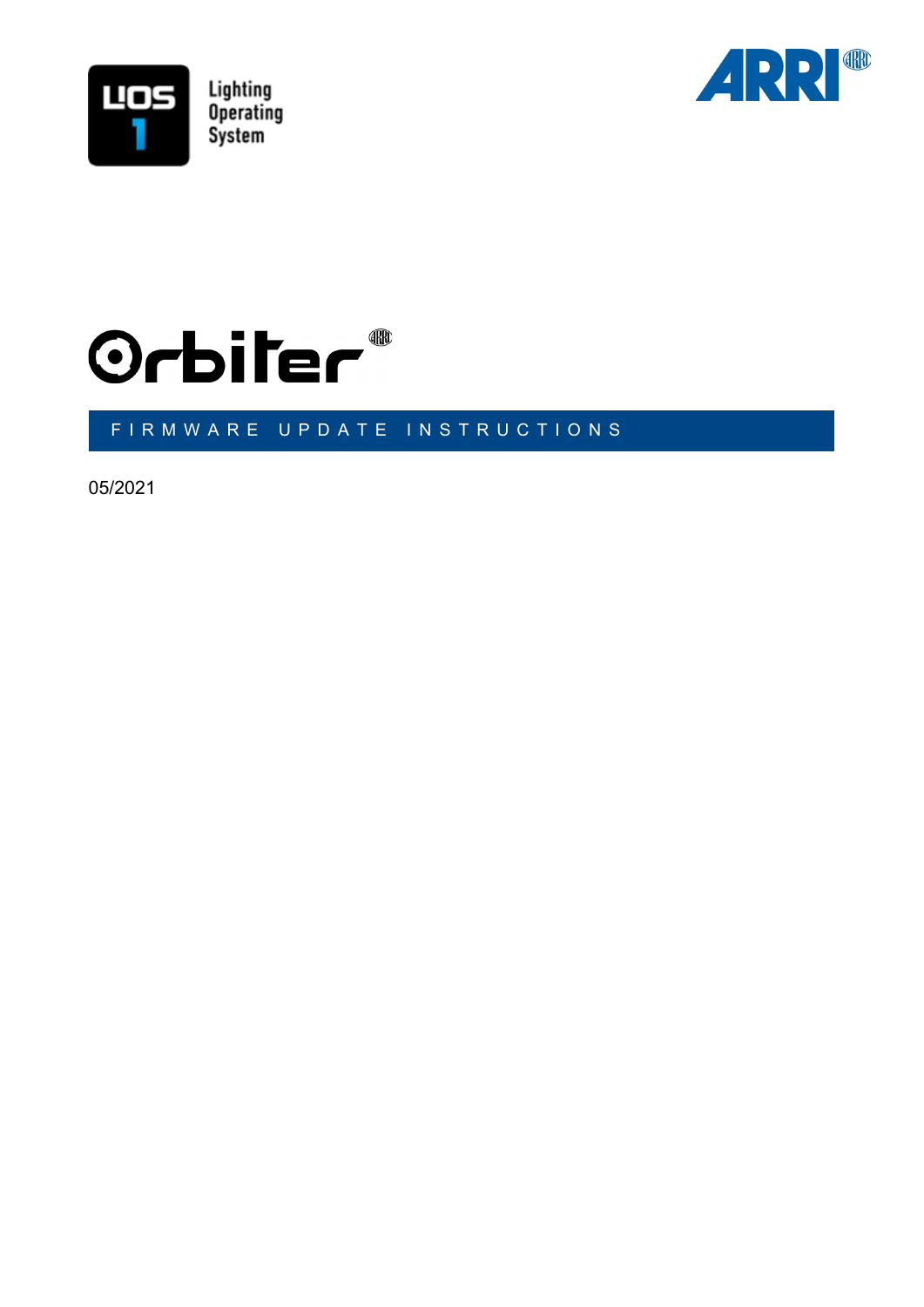LiOS 1

Lighting Operating System

ARRI

# Orbiter

## FIRMWARE UPDATE INSTRUCTIONS

05/2021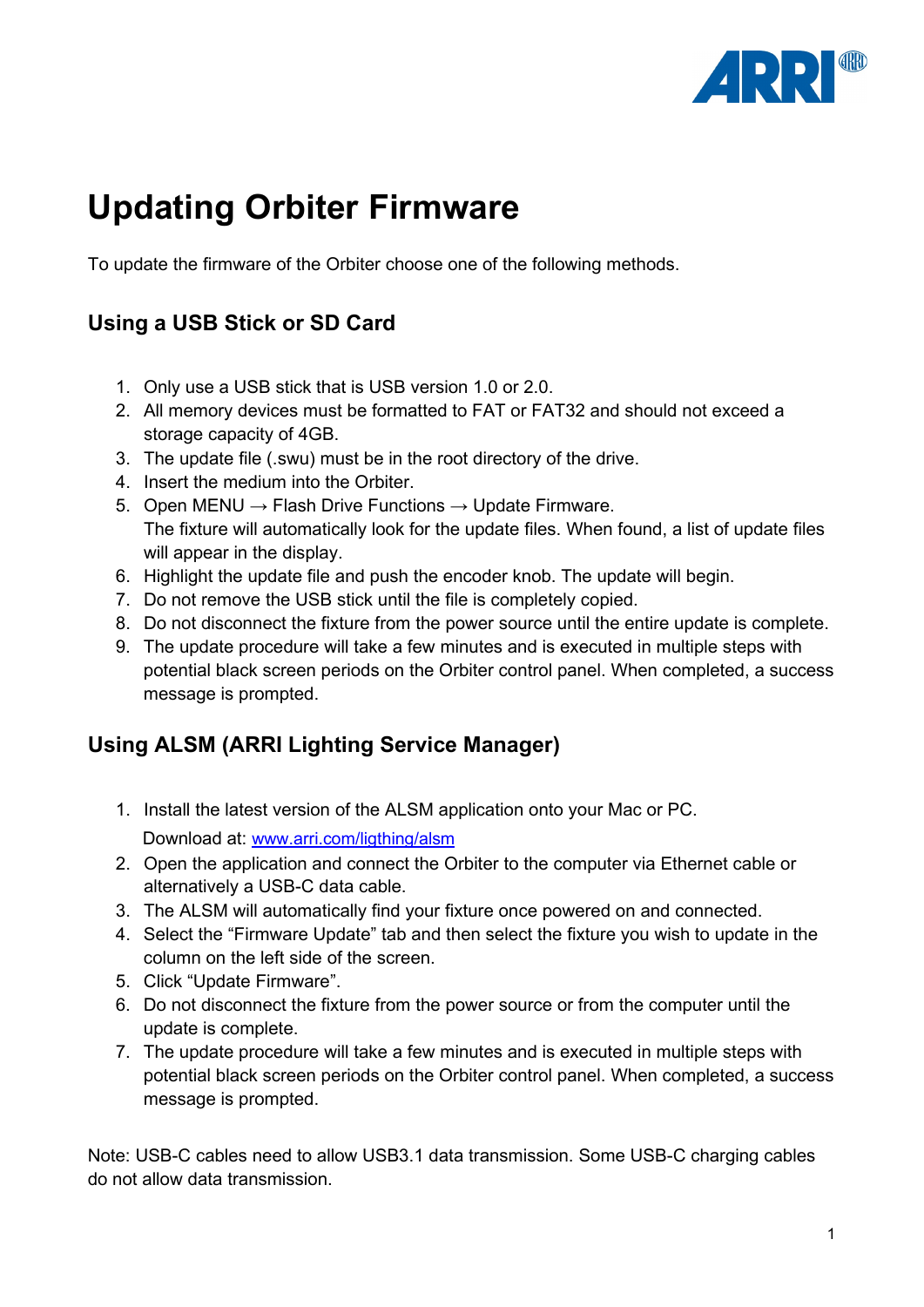# Updating Orbiter Firmware

To update the firmware of the Orbiter choose one of the following methods.

## Using a USB Stick or SD Card

1. Only use a USB stick that is USB version 1.0 or 2.0.
2. All memory devices must be formatted to FAT or FAT32 and should not exceed a storage capacity of 4GB.
3. The update file (.swu) must be in the root directory of the drive.
4. Insert the medium into the Orbiter.
5. Open MENU → Flash Drive Functions → Update Firmware.
   The fixture will automatically look for the update files. When found, a list of update files will appear in the display.
6. Highlight the update file and push the encoder knob. The update will begin.
7. Do not remove the USB stick until the file is completely copied.
8. Do not disconnect the fixture from the power source until the entire update is complete.
9. The update procedure will take a few minutes and is executed in multiple steps with potential black screen periods on the Orbiter control panel. When completed, a success message is prompted.

## Using ALSM (ARRI Lighting Service Manager)

1. Install the latest version of the ALSM application onto your Mac or PC.
   Download at: [www.arri.com/ligthing/alsm](www.arri.com/ligthing/alsm)
2. Open the application and connect the Orbiter to the computer via Ethernet cable or alternatively a USB-C data cable.
3. The ALSM will automatically find your fixture once powered on and connected.
4. Select the “Firmware Update” tab and then select the fixture you wish to update in the column on the left side of the screen.
5. Click “Update Firmware”.
6. Do not disconnect the fixture from the power source or from the computer until the update is complete.
7. The update procedure will take a few minutes and is executed in multiple steps with potential black screen periods on the Orbiter control panel. When completed, a success message is prompted.

Note: USB-C cables need to allow USB3.1 data transmission. Some USB-C charging cables do not allow data transmission.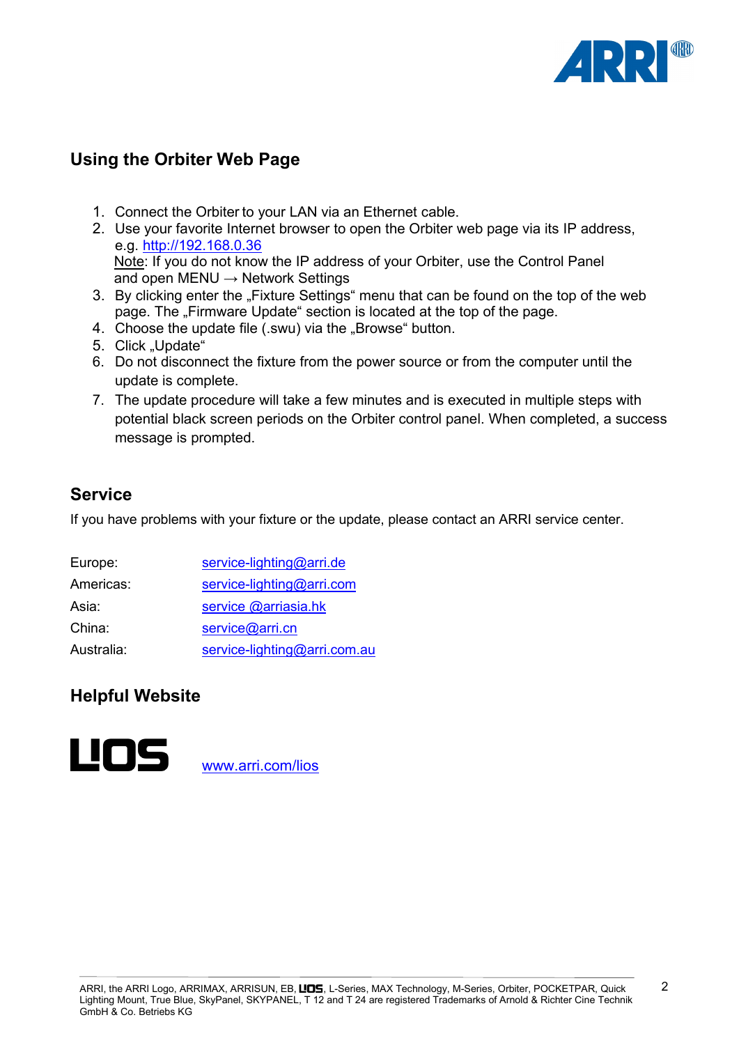## Using the Orbiter Web Page

1. Connect the Orbiter to your LAN via an Ethernet cable.
2. Use your favorite Internet browser to open the Orbiter web page via its IP address, e.g. http://192.168.0.36
   Note: If you do not know the IP address of your Orbiter, use the Control Panel and open MENU → Network Settings
3. By clicking enter the „Fixture Settings“ menu that can be found on the top of the web page. The „Firmware Update“ section is located at the top of the page.
4. Choose the update file (.swu) via the „Browse“ button.
5. Click „Update“
6. Do not disconnect the fixture from the power source or from the computer until the update is complete.
7. The update procedure will take a few minutes and is executed in multiple steps with potential black screen periods on the Orbiter control panel. When completed, a success message is prompted.

## Service

If you have problems with your fixture or the update, please contact an ARRI service center.

| | |
|---|---|
| Europe: | service-lighting@arri.de |
| Americas: | service-lighting@arri.com |
| Asia: | service @arriasia.hk |
| China: | service@arri.cn |
| Australia: | service-lighting@arri.com.au |

## Helpful Website

LiOS www.arri.com/lios

ARRI, the ARRI Logo, ARRIMAX, ARRISUN, EB, LiOS, L-Series, MAX Technology, M-Series, Orbiter, POCKETPAR, Quick Lighting Mount, True Blue, SkyPanel, SKYPANEL, T 12 and T 24 are registered Trademarks of Arnold & Richter Cine Technik GmbH & Co. Betriebs KG